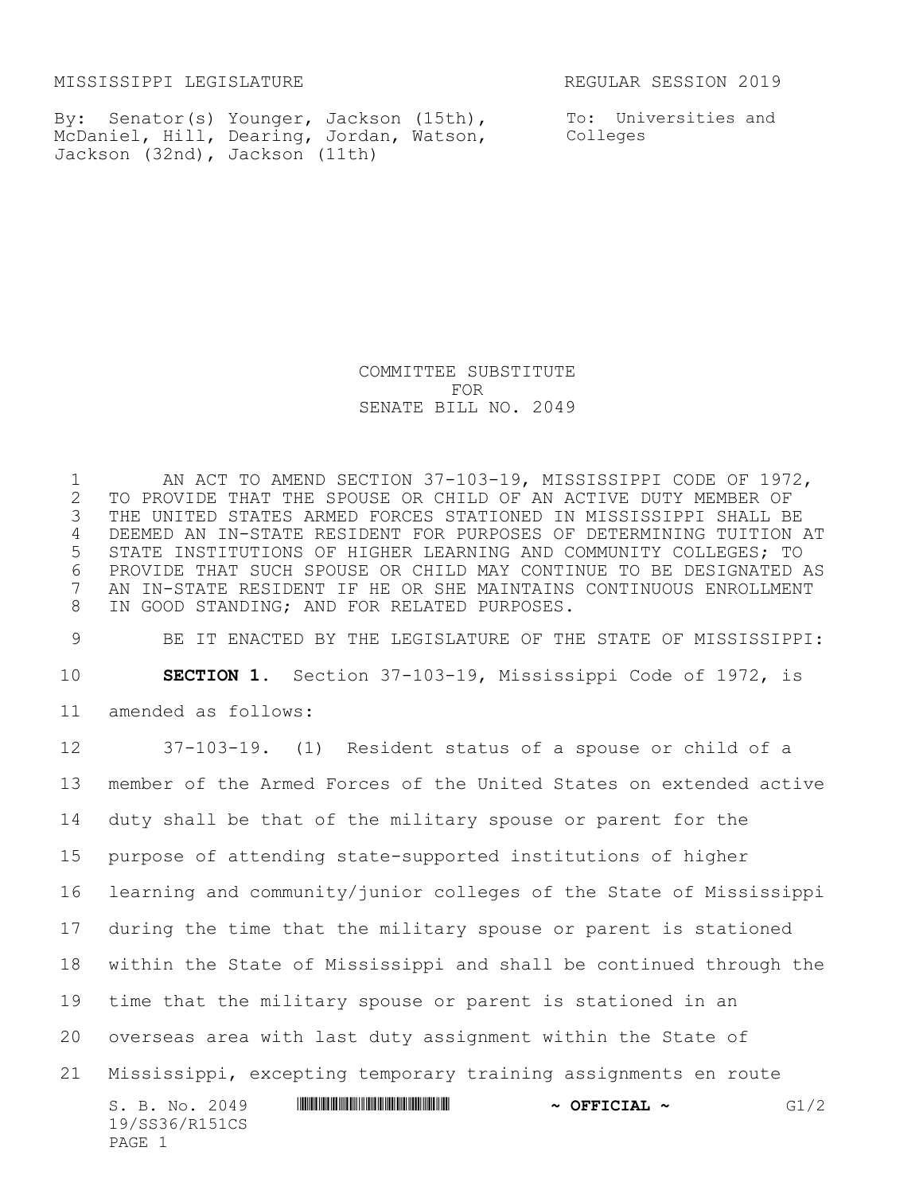MISSISSIPPI LEGISLATURE REGULAR SESSION 2019

By: Senator(s) Younger, Jackson (15th), McDaniel, Hill, Dearing, Jordan, Watson, Jackson (32nd), Jackson (11th)

To: Universities and Colleges

# COMMITTEE SUBSTITUTE FOR SENATE BILL NO. 2049

AN ACT TO AMEND SECTION 37-103-19, MISSISSIPPI CODE OF 1972, TO PROVIDE THAT THE SPOUSE OR CHILD OF AN ACTIVE DUTY MEMBER OF THE UNITED STATES ARMED FORCES STATIONED IN MISSISSIPPI SHALL BE DEEMED AN IN-STATE RESIDENT FOR PURPOSES OF DETERMINING TUITION AT STATE INSTITUTIONS OF HIGHER LEARNING AND COMMUNITY COLLEGES; TO PROVIDE THAT SUCH SPOUSE OR CHILD MAY CONTINUE TO BE DESIGNATED AS AN IN-STATE RESIDENT IF HE OR SHE MAINTAINS CONTINUOUS ENROLLMENT IN GOOD STANDING; AND FOR RELATED PURPOSES.

BE IT ENACTED BY THE LEGISLATURE OF THE STATE OF MISSISSIPPI:

**SECTION 1.** Section 37-103-19, Mississippi Code of 1972, is amended as follows:

37-103-19. (1) Resident status of a spouse or child of a member of the Armed Forces of the United States on extended active duty shall be that of the military spouse or parent for the purpose of attending state-supported institutions of higher learning and community/junior colleges of the State of Mississippi during the time that the military spouse or parent is stationed within the State of Mississippi and shall be continued through the time that the military spouse or parent is stationed in an overseas area with last duty assignment within the State of Mississippi, excepting temporary training assignments en route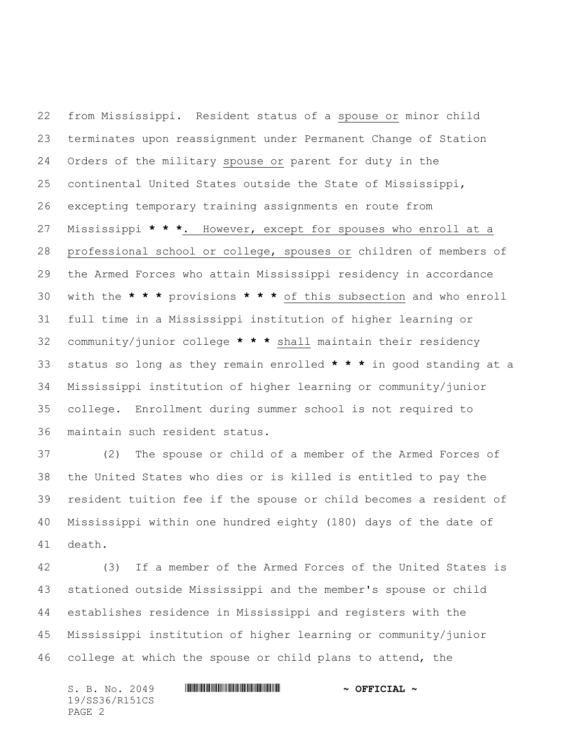from Mississippi. Resident status of a spouse or minor child terminates upon reassignment under Permanent Change of Station Orders of the military spouse or parent for duty in the continental United States outside the State of Mississippi, excepting temporary training assignments en route from Mississippi *** . However, except for spouses who enroll at a professional school or college, spouses or children of members of the Armed Forces who attain Mississippi residency in accordance with the *** provisions *** of this subsection and who enroll full time in a Mississippi institution of higher learning or community/junior college *** shall maintain their residency status so long as they remain enrolled *** in good standing at a Mississippi institution of higher learning or community/junior college. Enrollment during summer school is not required to maintain such resident status.

(2) The spouse or child of a member of the Armed Forces of the United States who dies or is killed is entitled to pay the resident tuition fee if the spouse or child becomes a resident of Mississippi within one hundred eighty (180) days of the date of death.

(3) If a member of the Armed Forces of the United States is stationed outside Mississippi and the member's spouse or child establishes residence in Mississippi and registers with the Mississippi institution of higher learning or community/junior college at which the spouse or child plans to attend, the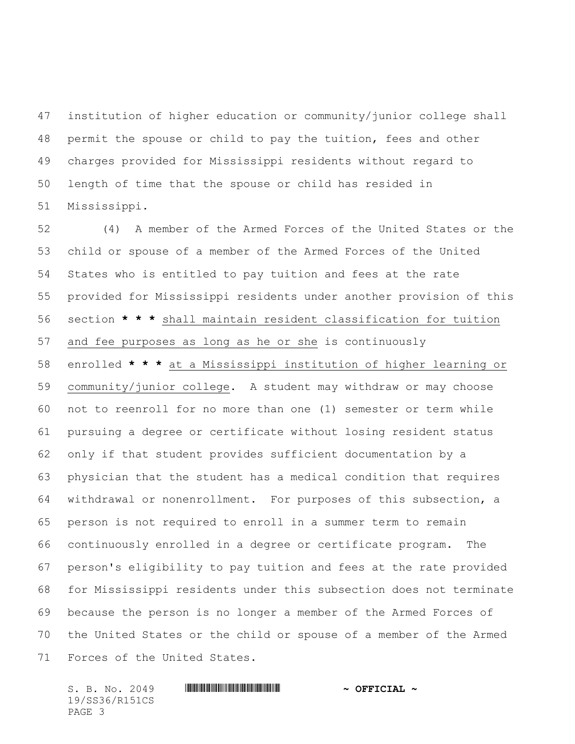institution of higher education or community/junior college shall permit the spouse or child to pay the tuition, fees and other charges provided for Mississippi residents without regard to length of time that the spouse or child has resided in Mississippi.

(4) A member of the Armed Forces of the United States or the child or spouse of a member of the Armed Forces of the United States who is entitled to pay tuition and fees at the rate provided for Mississippi residents under another provision of this section **\* \* \*** <u>shall maintain resident classification for tuition and fee purposes as long as he or she</u> is continuously enrolled **\* \* \*** <u>at a Mississippi institution of higher learning or community/junior college</u>. A student may withdraw or may choose not to reenroll for no more than one (1) semester or term while pursuing a degree or certificate without losing resident status only if that student provides sufficient documentation by a physician that the student has a medical condition that requires withdrawal or nonenrollment. For purposes of this subsection, a person is not required to enroll in a summer term to remain continuously enrolled in a degree or certificate program. The person's eligibility to pay tuition and fees at the rate provided for Mississippi residents under this subsection does not terminate because the person is no longer a member of the Armed Forces of the United States or the child or spouse of a member of the Armed Forces of the United States.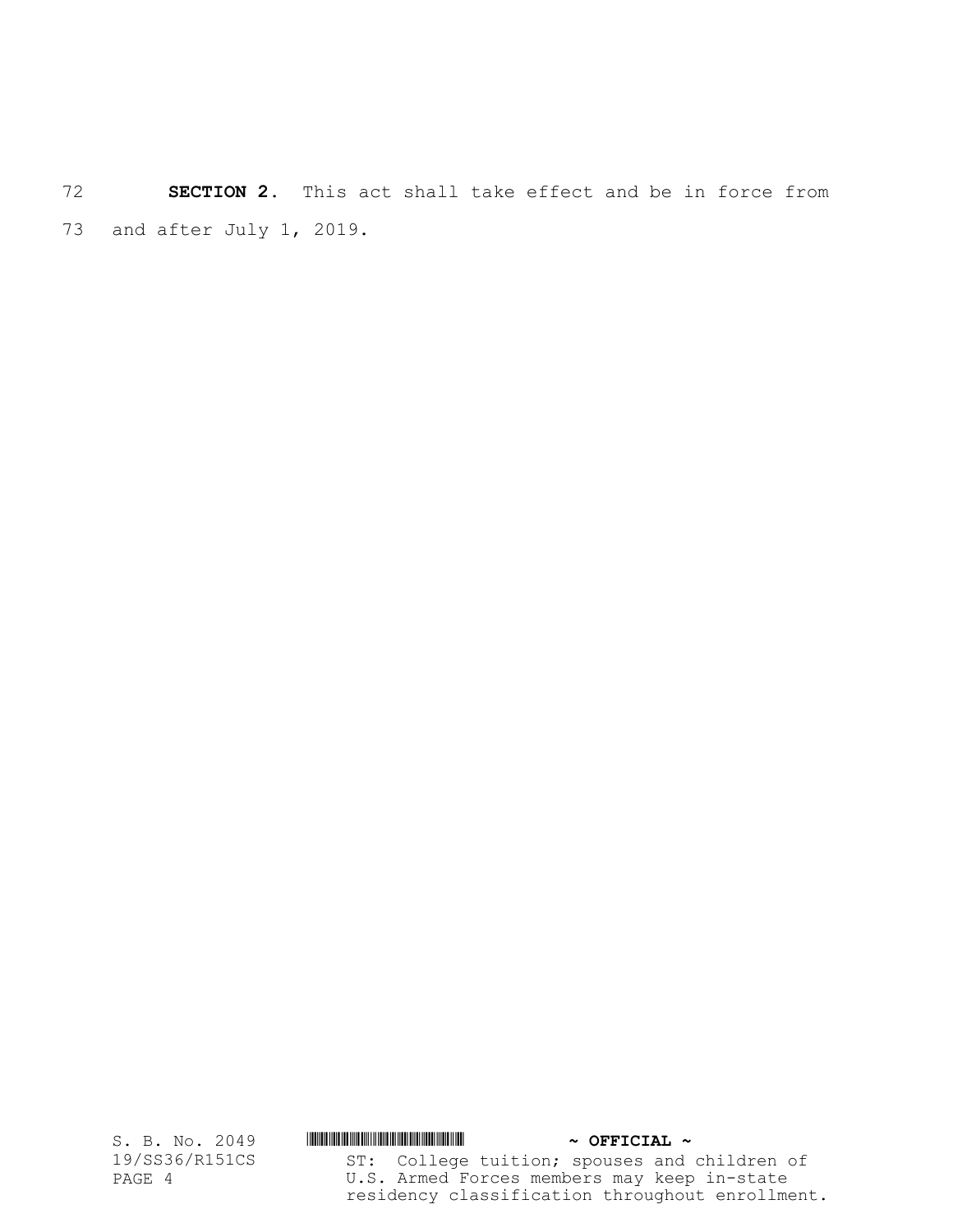**SECTION 2.** This act shall take effect and be in force from and after July 1, 2019.